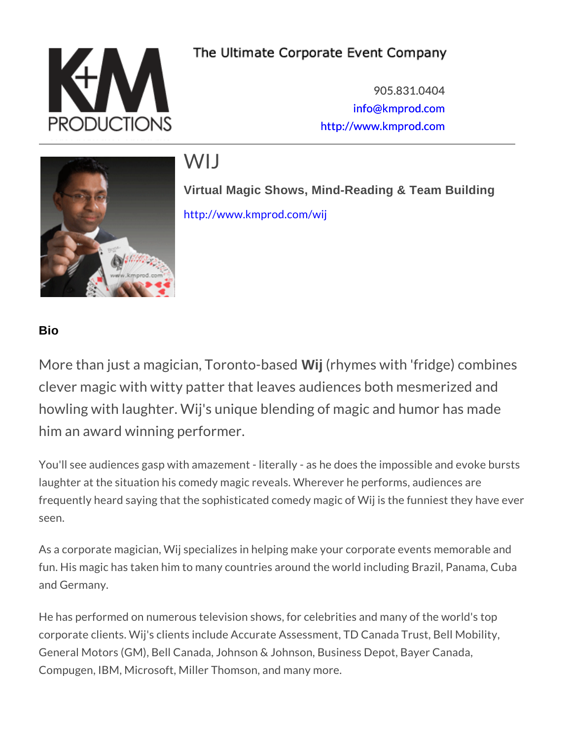The Ultimate Corporate Event Company

905.831.0404
info@kmprod.com
http://www.kmprod.com

# WIJ

### Virtual Magic Shows, Mind-Reading & Team Building

http://www.kmprod.com/wij

## Bio

More than just a magician, Toronto-based **Wij** (rhymes with 'fridge) combines clever magic with witty patter that leaves audiences both mesmerized and howling with laughter. Wij's unique blending of magic and humor has made him an award winning performer.

You'll see audiences gasp with amazement - literally - as he does the impossible and evoke bursts laughter at the situation his comedy magic reveals. Wherever he performs, audiences are frequently heard saying that the sophisticated comedy magic of Wij is the funniest they have ever seen.

As a corporate magician, Wij specializes in helping make your corporate events memorable and fun. His magic has taken him to many countries around the world including Brazil, Panama, Cuba and Germany.

He has performed on numerous television shows, for celebrities and many of the world's top corporate clients. Wij's clients include Accurate Assessment, TD Canada Trust, Bell Mobility, General Motors (GM), Bell Canada, Johnson & Johnson, Business Depot, Bayer Canada, Compugen, IBM, Microsoft, Miller Thomson, and many more.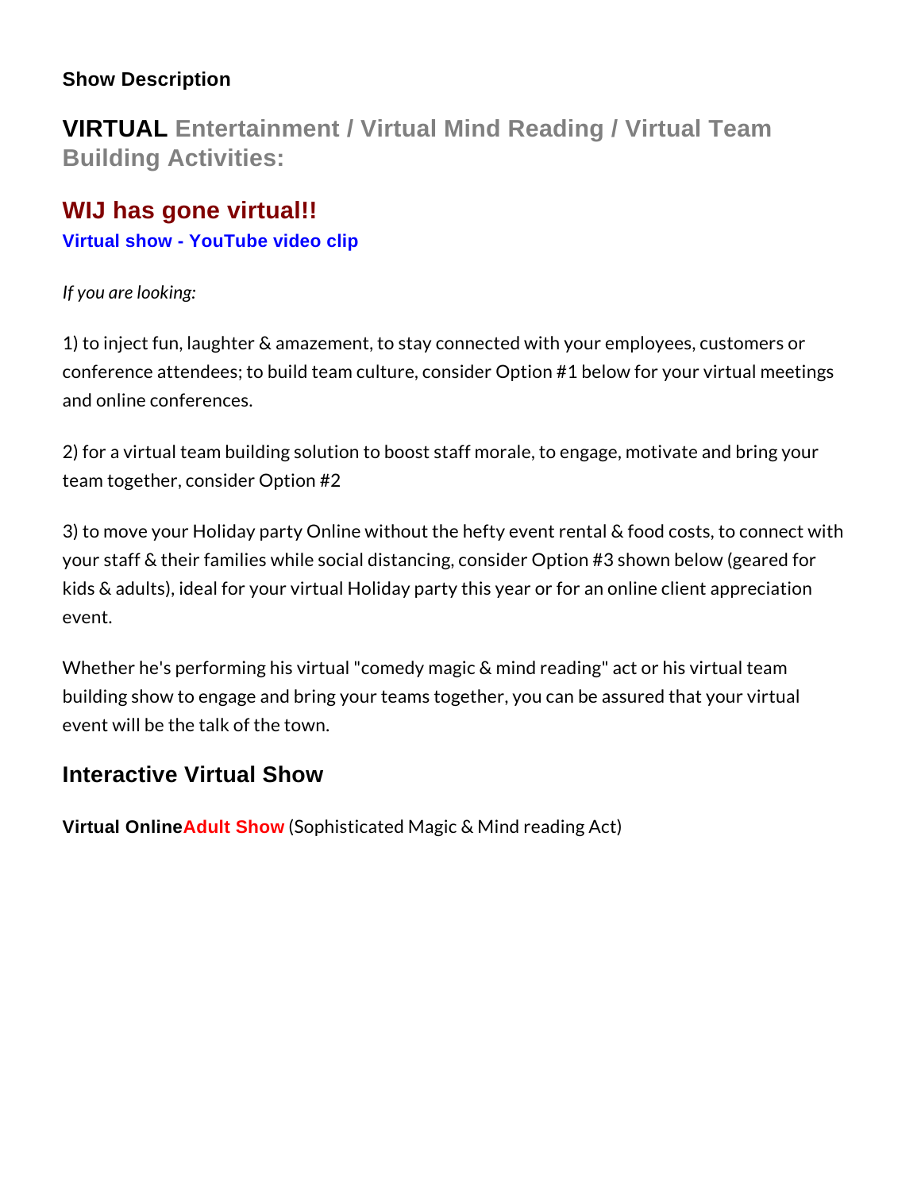### Show Description

## VIRTUAL Entertainment / Virtual Mind Reading / Virtual Team Building Activities:

## WIJ has gone virtual!!

**Virtual show - YouTube video clip**

*If you are looking:*

1) to inject fun, laughter & amazement, to stay connected with your employees, customers or conference attendees; to build team culture, consider Option #1 below for your virtual meetings and online conferences.

2) for a virtual team building solution to boost staff morale, to engage, motivate and bring your team together, consider Option #2

3) to move your Holiday party Online without the hefty event rental & food costs, to connect with your staff & their families while social distancing, consider Option #3 shown below (geared for kids & adults), ideal for your virtual Holiday party this year or for an online client appreciation event.

Whether he's performing his virtual "comedy magic & mind reading" act or his virtual team building show to engage and bring your teams together, you can be assured that your virtual event will be the talk of the town.

### Interactive Virtual Show

**Virtual OnlineAdult Show** (Sophisticated Magic & Mind reading Act)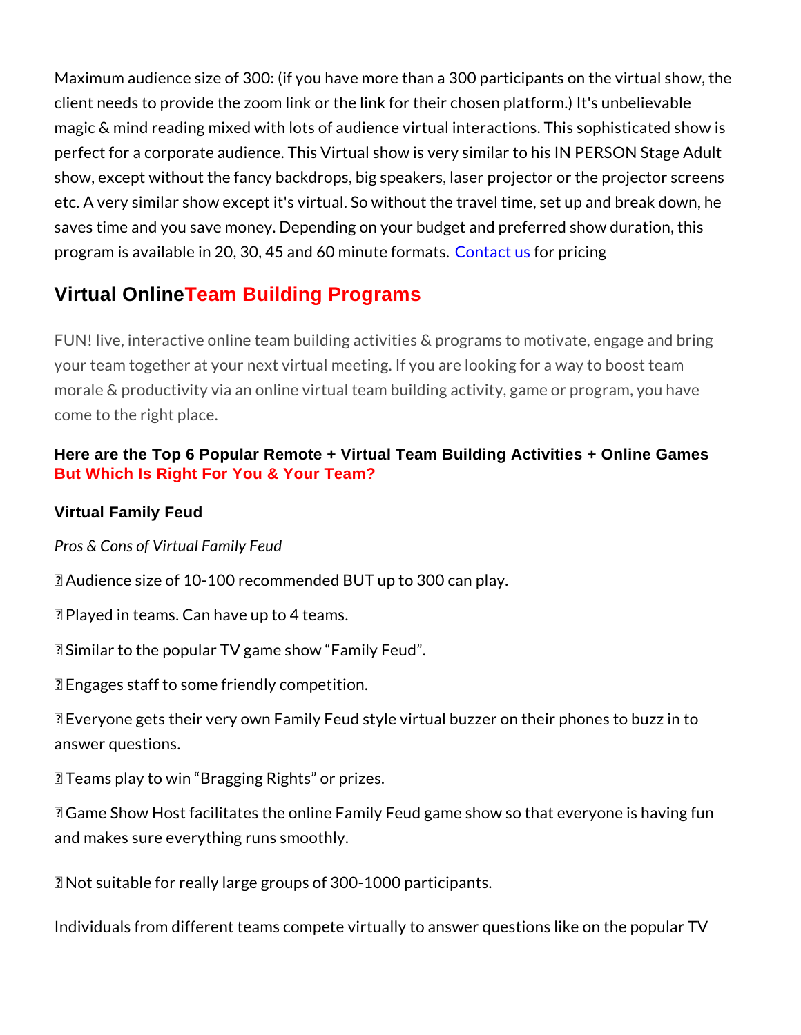Maximum audience size of 300: (if you have more than a 300 participants on the virtual show, the client needs to provide the zoom link or the link for their chosen platform.) It's unbelievable magic & mind reading mixed with lots of audience virtual interactions. This sophisticated show is perfect for a corporate audience. This Virtual show is very similar to his IN PERSON Stage Adult show, except without the fancy backdrops, big speakers, laser projector or the projector screens etc. A very similar show except it's virtual. So without the travel time, set up and break down, he saves time and you save money. Depending on your budget and preferred show duration, this program is available in 20, 30, 45 and 60 minute formats. Contact us for pricing

## Virtual Online Team Building Programs

FUN! live, interactive online team building activities & programs to motivate, engage and bring your team together at your next virtual meeting. If you are looking for a way to boost team morale & productivity via an online virtual team building activity, game or program, you have come to the right place.

#### Here are the Top 6 Popular Remote + Virtual Team Building Activities + Online Games But Which Is Right For You & Your Team?

#### Virtual Family Feud

*Pros & Cons of Virtual Family Feud*

▯ Audience size of 10-100 recommended BUT up to 300 can play.

▯ Played in teams. Can have up to 4 teams.

▯ Similar to the popular TV game show "Family Feud".

▯ Engages staff to some friendly competition.

▯ Everyone gets their very own Family Feud style virtual buzzer on their phones to buzz in to answer questions.

▯ Teams play to win "Bragging Rights" or prizes.

▯ Game Show Host facilitates the online Family Feud game show so that everyone is having fun and makes sure everything runs smoothly.

▯ Not suitable for really large groups of 300-1000 participants.

Individuals from different teams compete virtually to answer questions like on the popular TV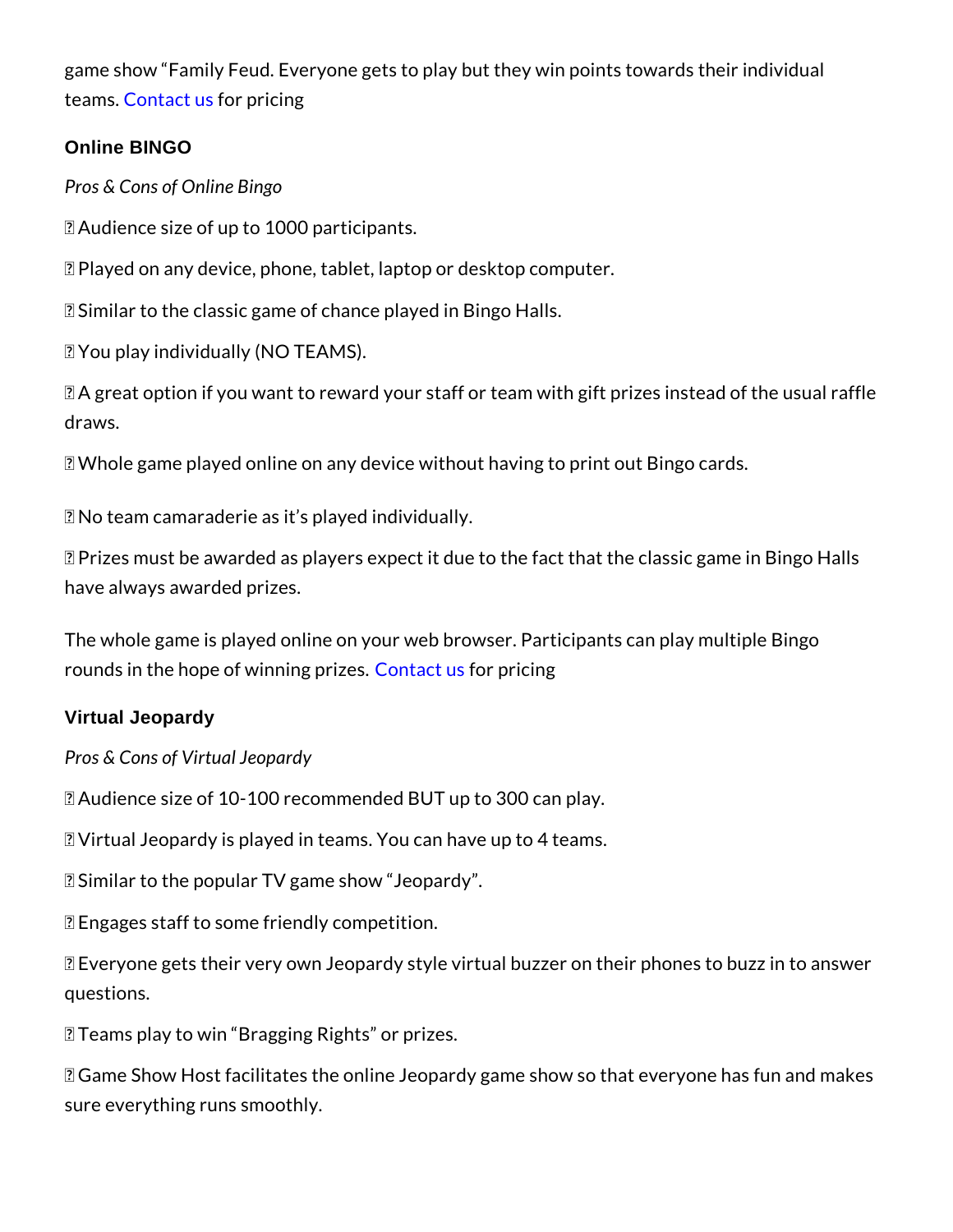game show “Family Feud. Everyone gets to play but they win points towards their individual teams. Contact us for pricing

### Online BINGO

*Pros & Cons of Online Bingo*

 Audience size of up to 1000 participants.

 Played on any device, phone, tablet, laptop or desktop computer.

 Similar to the classic game of chance played in Bingo Halls.

 You play individually (NO TEAMS).

 A great option if you want to reward your staff or team with gift prizes instead of the usual raffle draws.

 Whole game played online on any device without having to print out Bingo cards.

 No team camaraderie as it’s played individually.

 Prizes must be awarded as players expect it due to the fact that the classic game in Bingo Halls have always awarded prizes.

The whole game is played online on your web browser. Participants can play multiple Bingo rounds in the hope of winning prizes. Contact us for pricing

### Virtual Jeopardy

*Pros & Cons of Virtual Jeopardy*

 Audience size of 10-100 recommended BUT up to 300 can play.

 Virtual Jeopardy is played in teams. You can have up to 4 teams.

 Similar to the popular TV game show “Jeopardy”.

 Engages staff to some friendly competition.

 Everyone gets their very own Jeopardy style virtual buzzer on their phones to buzz in to answer questions.

 Teams play to win “Bragging Rights” or prizes.

 Game Show Host facilitates the online Jeopardy game show so that everyone has fun and makes sure everything runs smoothly.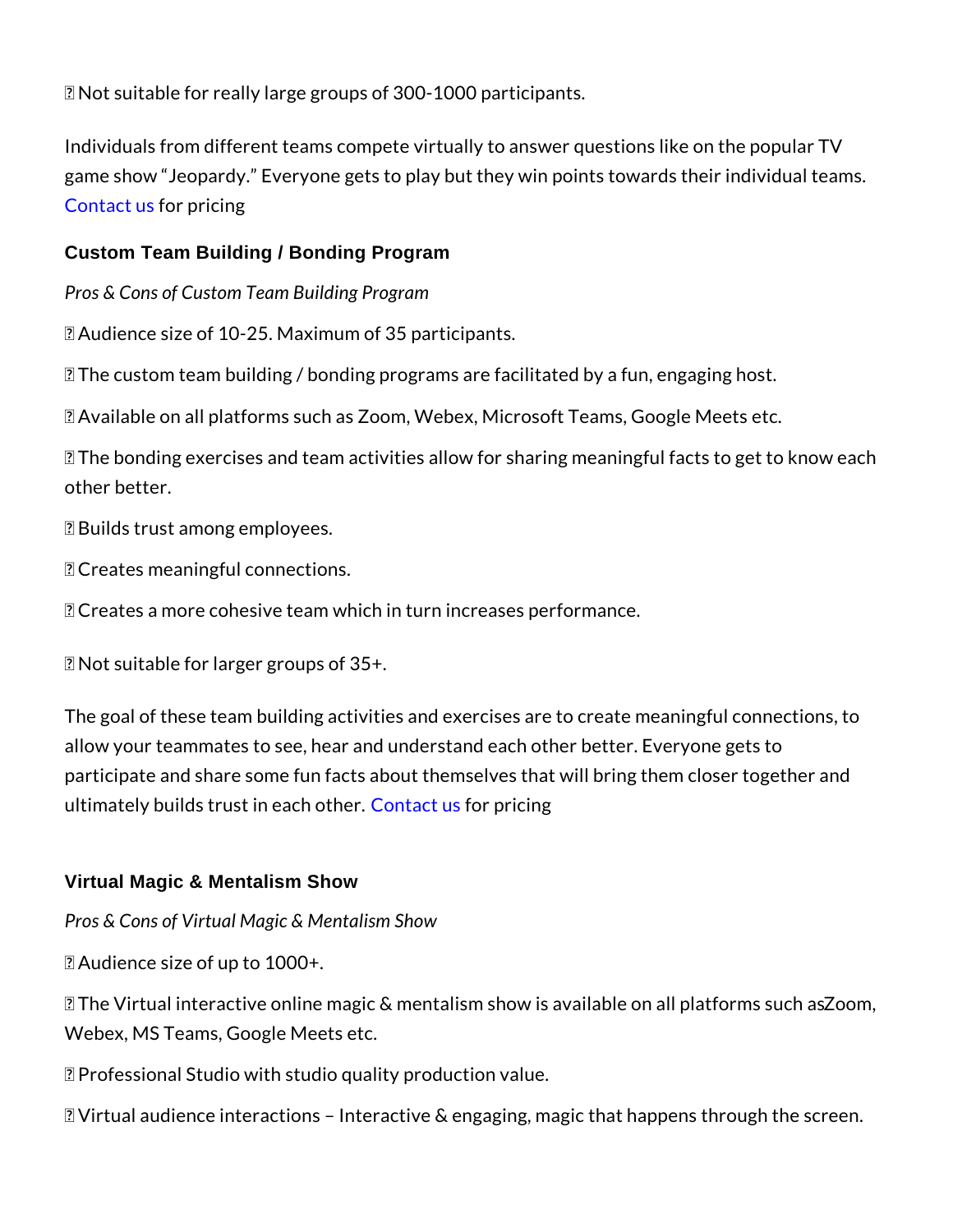Not suitable for really large groups of 300-1000 participants.

Individuals from different teams compete virtually to answer questions like on the popular TV game show "Jeopardy." Everyone gets to play but they win points towards their individual teams. Contact us for pricing

### Custom Team Building / Bonding Program

*Pros & Cons of Custom Team Building Program*

 Audience size of 10-25. Maximum of 35 participants.

 The custom team building / bonding programs are facilitated by a fun, engaging host.

 Available on all platforms such as Zoom, Webex, Microsoft Teams, Google Meets etc.

 The bonding exercises and team activities allow for sharing meaningful facts to get to know each other better.

 Builds trust among employees.

 Creates meaningful connections.

 Creates a more cohesive team which in turn increases performance.

 Not suitable for larger groups of 35+.

The goal of these team building activities and exercises are to create meaningful connections, to allow your teammates to see, hear and understand each other better. Everyone gets to participate and share some fun facts about themselves that will bring them closer together and ultimately builds trust in each other. Contact us for pricing

### Virtual Magic & Mentalism Show

*Pros & Cons of Virtual Magic & Mentalism Show*

 Audience size of up to 1000+.

 The Virtual interactive online magic & mentalism show is available on all platforms such as Zoom, Webex, MS Teams, Google Meets etc.

 Professional Studio with studio quality production value.

 Virtual audience interactions – Interactive & engaging, magic that happens through the screen.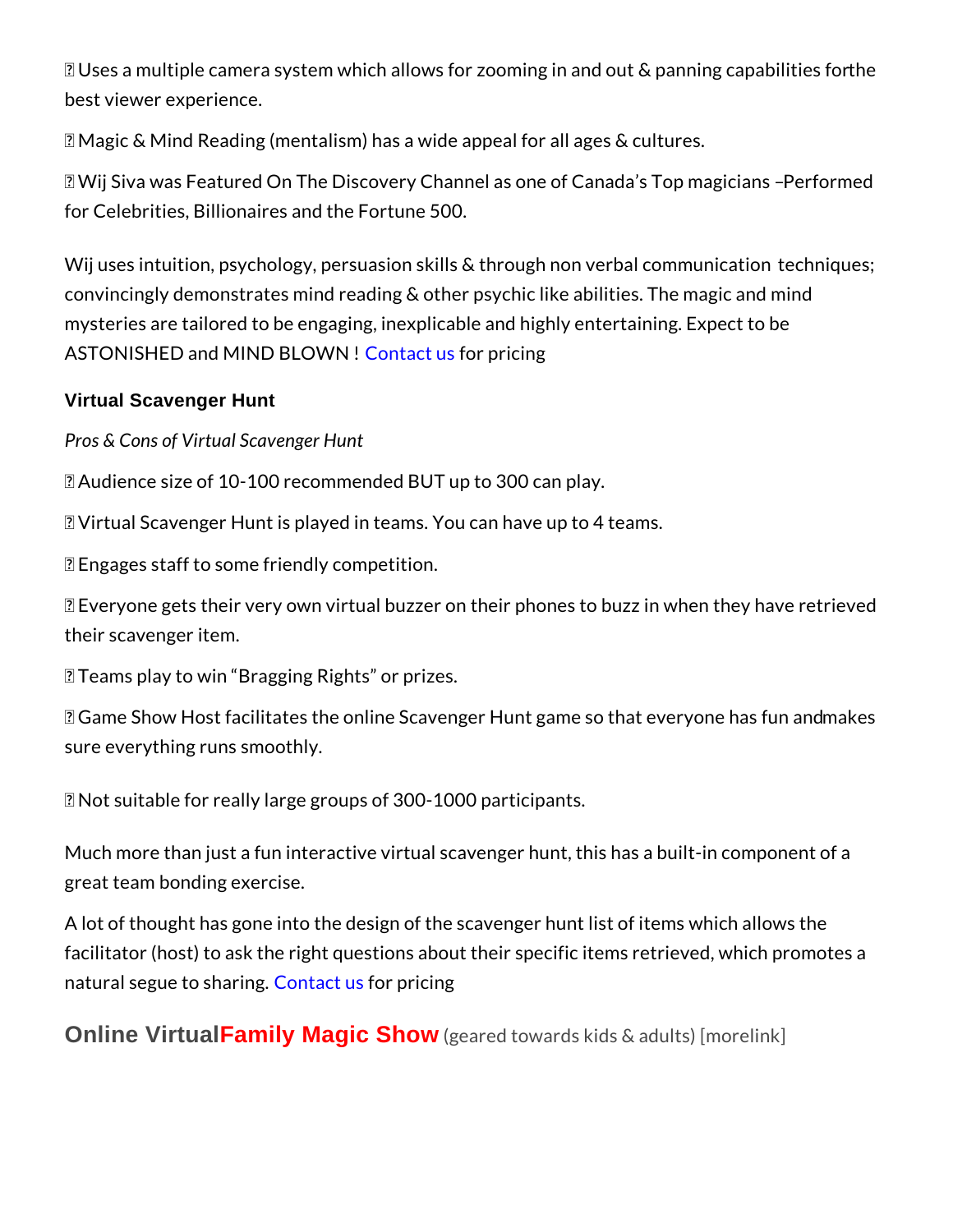Uses a multiple camera system which allows for zooming in and out & panning capabilities forthe best viewer experience.

 Magic & Mind Reading (mentalism) has a wide appeal for all ages & cultures.

 Wij Siva was Featured On The Discovery Channel as one of Canada's Top magicians –Performed for Celebrities, Billionaires and the Fortune 500.

Wij uses intuition, psychology, persuasion skills & through non verbal communication techniques; convincingly demonstrates mind reading & other psychic like abilities. The magic and mind mysteries are tailored to be engaging, inexplicable and highly entertaining. Expect to be ASTONISHED and MIND BLOWN ! Contact us for pricing

### Virtual Scavenger Hunt

*Pros & Cons of Virtual Scavenger Hunt*

 Audience size of 10-100 recommended BUT up to 300 can play.

 Virtual Scavenger Hunt is played in teams. You can have up to 4 teams.

 Engages staff to some friendly competition.

 Everyone gets their very own virtual buzzer on their phones to buzz in when they have retrieved their scavenger item.

 Teams play to win "Bragging Rights" or prizes.

 Game Show Host facilitates the online Scavenger Hunt game so that everyone has fun andmakes sure everything runs smoothly.

 Not suitable for really large groups of 300-1000 participants.

Much more than just a fun interactive virtual scavenger hunt, this has a built-in component of a great team bonding exercise.

A lot of thought has gone into the design of the scavenger hunt list of items which allows the facilitator (host) to ask the right questions about their specific items retrieved, which promotes a natural segue to sharing. Contact us for pricing

## Online VirtualFamily Magic Show (geared towards kids & adults) [morelink]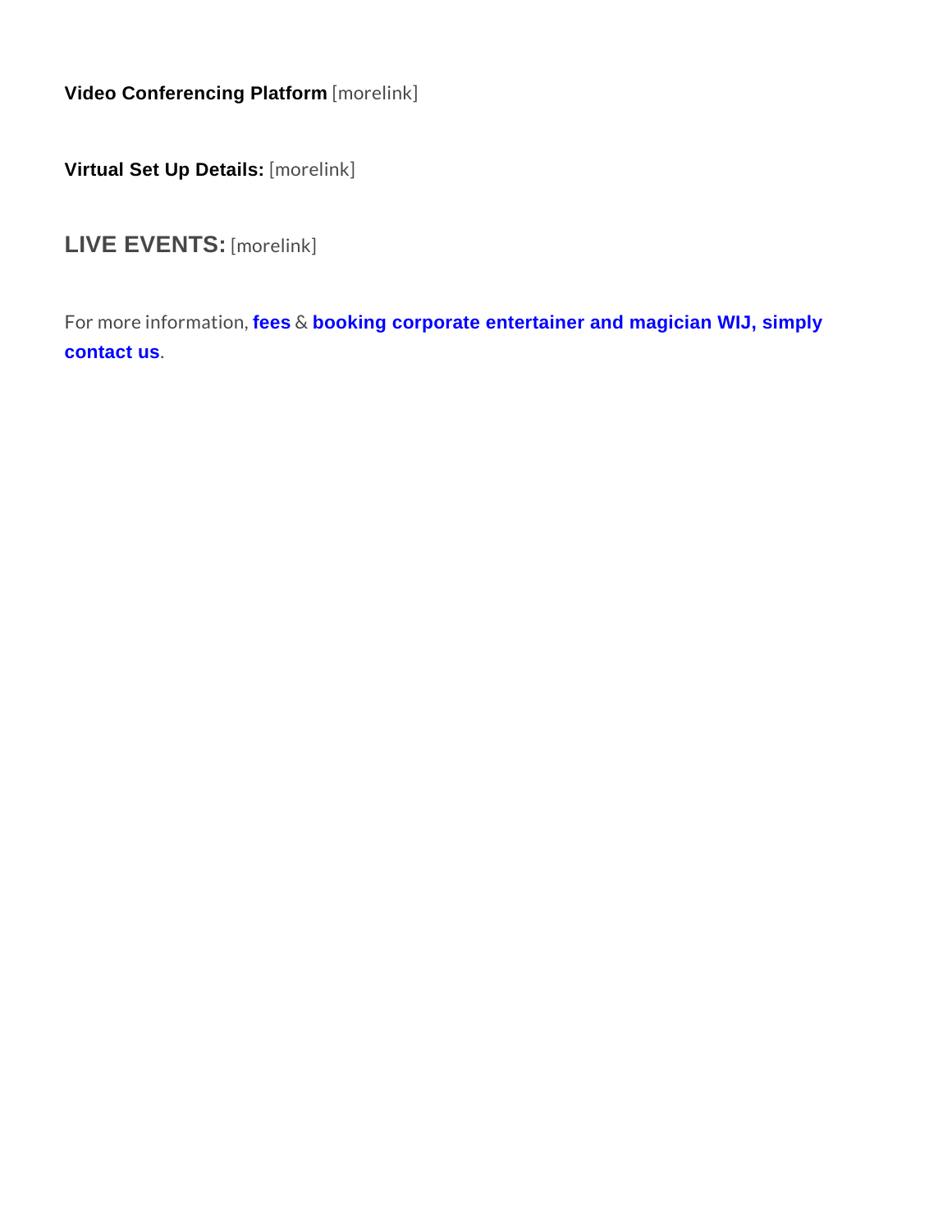**Video Conferencing Platform** [morelink]

**Virtual Set Up Details:** [morelink]

**LIVE EVENTS:** [morelink]

For more information, **fees** & **booking corporate entertainer and magician WIJ, simply contact us**.